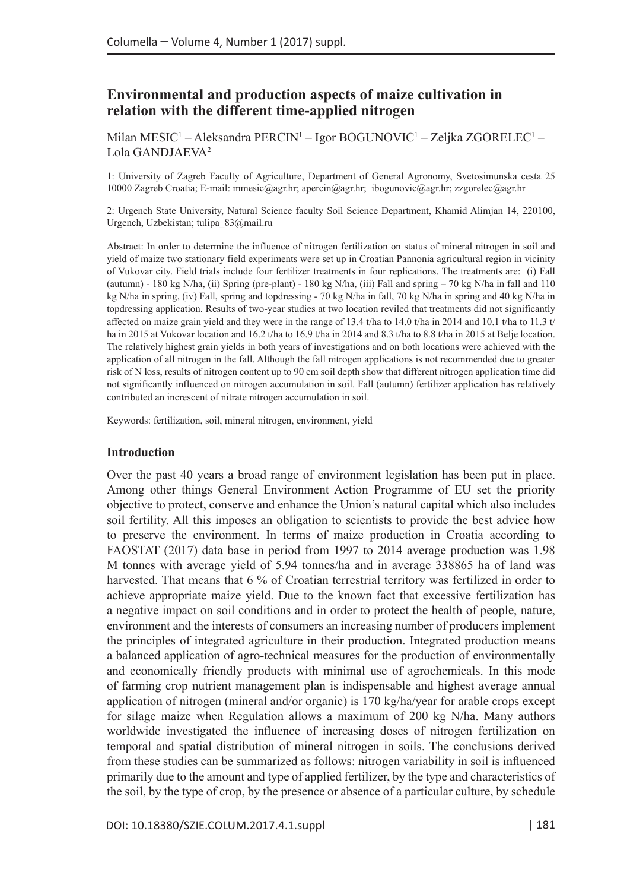# Environmental and production aspects of maize cultivation in relation with the different time-applied nitrogen

Milan MESIC[1] – Aleksandra PERCIN[1] – Igor BOGUNOVIC[1] – Zeljka ZGORELEC[1] – Lola GANDJAEVA[2]

1: University of Zagreb Faculty of Agriculture, Department of General Agronomy, Svetosimunska cesta 25 10000 Zagreb Croatia; E-mail: mmesic@agr.hr; apercin@agr.hr; ibogunovic@agr.hr; zzgorelec@agr.hr

2: Urgench State University, Natural Science faculty Soil Science Department, Khamid Alimjan 14, 220100, Urgench, Uzbekistan; tulipa_83@mail.ru

Abstract: In order to determine the influence of nitrogen fertilization on status of mineral nitrogen in soil and yield of maize two stationary field experiments were set up in Croatian Pannonia agricultural region in vicinity of Vukovar city. Field trials include four fertilizer treatments in four replications. The treatments are: (i) Fall (autumn) - 180 kg N/ha, (ii) Spring (pre-plant) - 180 kg N/ha, (iii) Fall and spring – 70 kg N/ha in fall and 110 kg N/ha in spring, (iv) Fall, spring and topdressing - 70 kg N/ha in fall, 70 kg N/ha in spring and 40 kg N/ha in topdressing application. Results of two-year studies at two location reviled that treatments did not significantly affected on maize grain yield and they were in the range of 13.4 t/ha to 14.0 t/ha in 2014 and 10.1 t/ha to 11.3 t/ha in 2015 at Vukovar location and 16.2 t/ha to 16.9 t/ha in 2014 and 8.3 t/ha to 8.8 t/ha in 2015 at Belje location. The relatively highest grain yields in both years of investigations and on both locations were achieved with the application of all nitrogen in the fall. Although the fall nitrogen applications is not recommended due to greater risk of N loss, results of nitrogen content up to 90 cm soil depth show that different nitrogen application time did not significantly influenced on nitrogen accumulation in soil. Fall (autumn) fertilizer application has relatively contributed an increscent of nitrate nitrogen accumulation in soil.

Keywords: fertilization, soil, mineral nitrogen, environment, yield

## Introduction

Over the past 40 years a broad range of environment legislation has been put in place. Among other things General Environment Action Programme of EU set the priority objective to protect, conserve and enhance the Union's natural capital which also includes soil fertility. All this imposes an obligation to scientists to provide the best advice how to preserve the environment. In terms of maize production in Croatia according to FAOSTAT (2017) data base in period from 1997 to 2014 average production was 1.98 M tonnes with average yield of 5.94 tonnes/ha and in average 338865 ha of land was harvested. That means that 6 % of Croatian terrestrial territory was fertilized in order to achieve appropriate maize yield. Due to the known fact that excessive fertilization has a negative impact on soil conditions and in order to protect the health of people, nature, environment and the interests of consumers an increasing number of producers implement the principles of integrated agriculture in their production. Integrated production means a balanced application of agro-technical measures for the production of environmentally and economically friendly products with minimal use of agrochemicals. In this mode of farming crop nutrient management plan is indispensable and highest average annual application of nitrogen (mineral and/or organic) is 170 kg/ha/year for arable crops except for silage maize when Regulation allows a maximum of 200 kg N/ha. Many authors worldwide investigated the influence of increasing doses of nitrogen fertilization on temporal and spatial distribution of mineral nitrogen in soils. The conclusions derived from these studies can be summarized as follows: nitrogen variability in soil is influenced primarily due to the amount and type of applied fertilizer, by the type and characteristics of the soil, by the type of crop, by the presence or absence of a particular culture, by schedule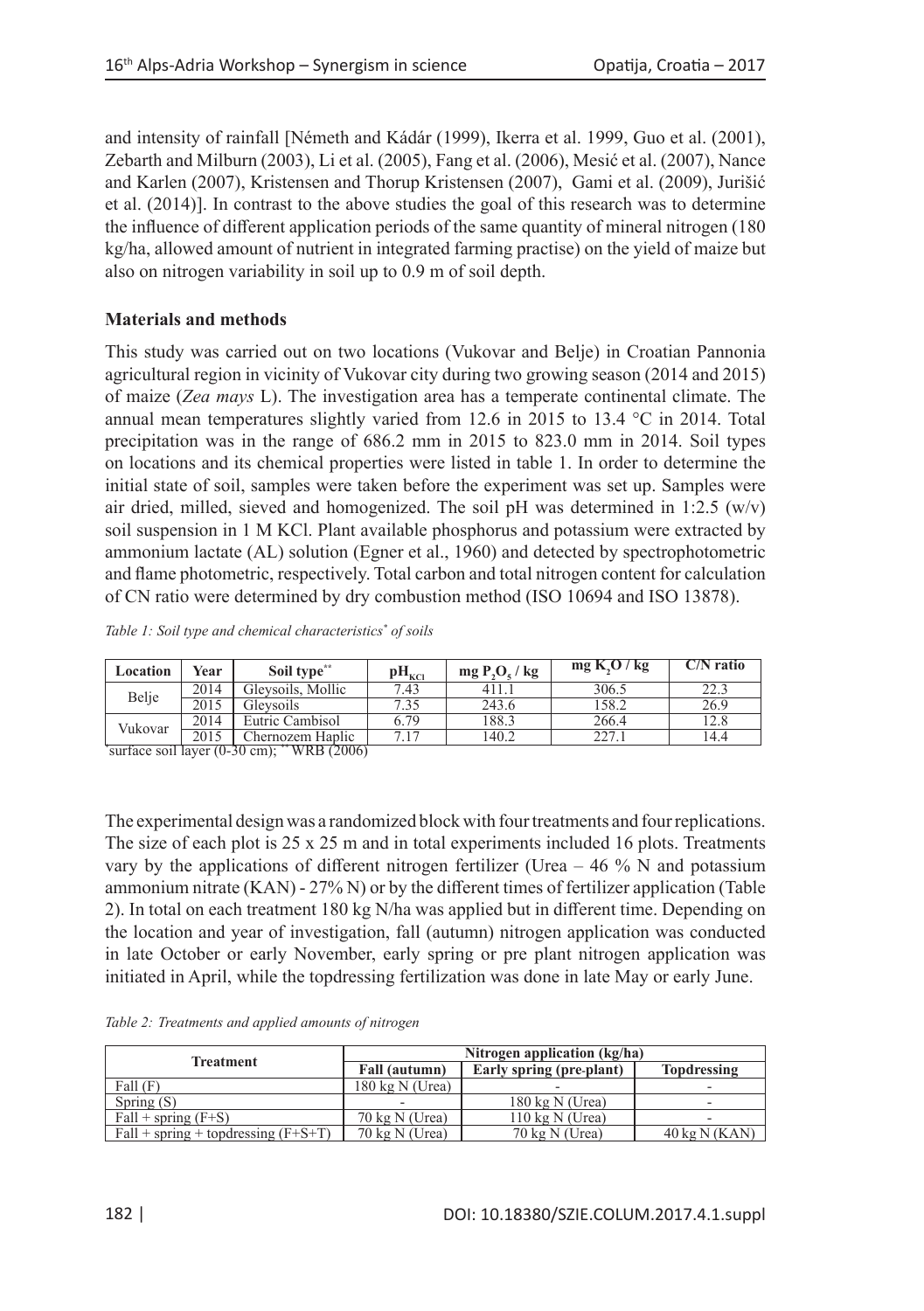and intensity of rainfall [Németh and Kádár (1999), Ikerra et al. 1999, Guo et al. (2001), Zebarth and Milburn (2003), Li et al. (2005), Fang et al. (2006), Mesić et al. (2007), Nance and Karlen (2007), Kristensen and Thorup Kristensen (2007), Gami et al. (2009), Jurišić et al. (2014)]. In contrast to the above studies the goal of this research was to determine the influence of different application periods of the same quantity of mineral nitrogen (180 kg/ha, allowed amount of nutrient in integrated farming practise) on the yield of maize but also on nitrogen variability in soil up to 0.9 m of soil depth.

## Materials and methods

This study was carried out on two locations (Vukovar and Belje) in Croatian Pannonia agricultural region in vicinity of Vukovar city during two growing season (2014 and 2015) of maize (*Zea mays* L). The investigation area has a temperate continental climate. The annual mean temperatures slightly varied from 12.6 in 2015 to 13.4 °C in 2014. Total precipitation was in the range of 686.2 mm in 2015 to 823.0 mm in 2014. Soil types on locations and its chemical properties were listed in table 1. In order to determine the initial state of soil, samples were taken before the experiment was set up. Samples were air dried, milled, sieved and homogenized. The soil pH was determined in 1:2.5 (w/v) soil suspension in 1 M KCl. Plant available phosphorus and potassium were extracted by ammonium lactate (AL) solution (Egner et al., 1960) and detected by spectrophotometric and flame photometric, respectively. Total carbon and total nitrogen content for calculation of CN ratio were determined by dry combustion method (ISO 10694 and ISO 13878).

*Table 1: Soil type and chemical characteristics\* of soils*

| Location | Year | Soil type** | $pH_{KCl}$ | mg $P_2O_5$ / kg | mg $K_2O$ / kg | C/N ratio |
|---|---|---|---|---|---|---|
| Belje | 2014 | Gleysoils, Mollic | 7.43 | 411.1 | 306.5 | 22.3 |
| | 2015 | Gleysoils | 7.35 | 243.6 | 158.2 | 26.9 |
| Vukovar | 2014 | Eutric Cambisol | 6.79 | 188.3 | 266.4 | 12.8 |
| | 2015 | Chernozem Haplic | 7.17 | 140.2 | 227.1 | 14.4 |

\*surface soil layer (0-30 cm); ** WRB (2006)

The experimental design was a randomized block with four treatments and four replications. The size of each plot is 25 x 25 m and in total experiments included 16 plots. Treatments vary by the applications of different nitrogen fertilizer (Urea – 46 % N and potassium ammonium nitrate (KAN) - 27% N) or by the different times of fertilizer application (Table 2). In total on each treatment 180 kg N/ha was applied but in different time. Depending on the location and year of investigation, fall (autumn) nitrogen application was conducted in late October or early November, early spring or pre plant nitrogen application was initiated in April, while the topdressing fertilization was done in late May or early June.

*Table 2: Treatments and applied amounts of nitrogen*

| Treatment | Nitrogen application (kg/ha) | | |
|---|---|---|---|
| | Fall (autumn) | Early spring (pre-plant) | Topdressing |
| Fall (F) | 180 kg N (Urea) | - | - |
| Spring (S) | - | 180 kg N (Urea) | - |
| Fall + spring (F+S) | 70 kg N (Urea) | 110 kg N (Urea) | - |
| Fall + spring + topdressing (F+S+T) | 70 kg N (Urea) | 70 kg N (Urea) | 40 kg N (KAN) |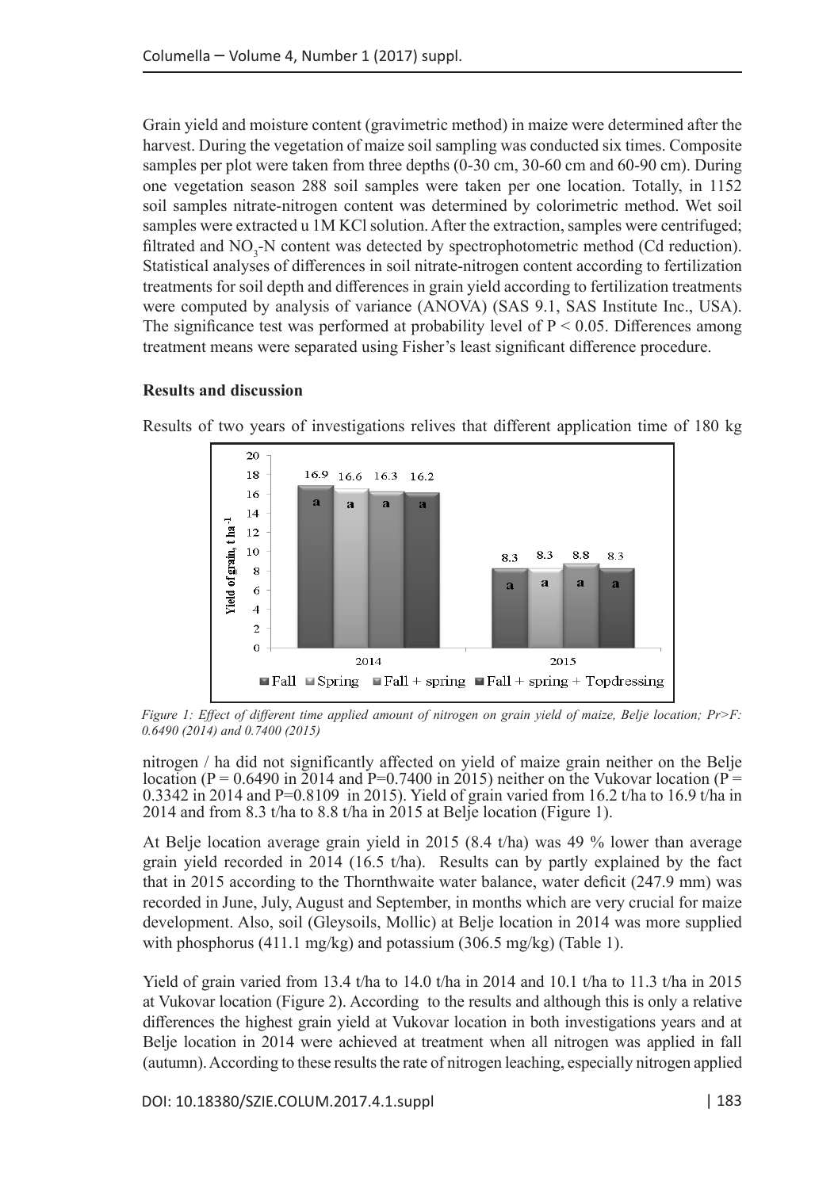Grain yield and moisture content (gravimetric method) in maize were determined after the harvest. During the vegetation of maize soil sampling was conducted six times. Composite samples per plot were taken from three depths (0-30 cm, 30-60 cm and 60-90 cm). During one vegetation season 288 soil samples were taken per one location. Totally, in 1152 soil samples nitrate-nitrogen content was determined by colorimetric method. Wet soil samples were extracted u 1M KCl solution. After the extraction, samples were centrifuged; filtrated and $NO_3$-N content was detected by spectrophotometric method (Cd reduction). Statistical analyses of differences in soil nitrate-nitrogen content according to fertilization treatments for soil depth and differences in grain yield according to fertilization treatments were computed by analysis of variance (ANOVA) (SAS 9.1, SAS Institute Inc., USA). The significance test was performed at probability level of $P < 0.05$. Differences among treatment means were separated using Fisher's least significant difference procedure.

**Results and discussion**

Results of two years of investigations relives that different application time of 180 kg

*Figure 1: Effect of different time applied amount of nitrogen on grain yield of maize, Belje location; Pr>F: 0.6490 (2014) and 0.7400 (2015)*

nitrogen / ha did not significantly affected on yield of maize grain neither on the Belje location ($P = 0.6490$ in 2014 and $P=0.7400$ in 2015) neither on the Vukovar location ($P = 0.3342$ in 2014 and $P=0.8109$ in 2015). Yield of grain varied from 16.2 t/ha to 16.9 t/ha in 2014 and from 8.3 t/ha to 8.8 t/ha in 2015 at Belje location (Figure 1).

At Belje location average grain yield in 2015 (8.4 t/ha) was 49 % lower than average grain yield recorded in 2014 (16.5 t/ha). Results can by partly explained by the fact that in 2015 according to the Thornthwaite water balance, water deficit (247.9 mm) was recorded in June, July, August and September, in months which are very crucial for maize development. Also, soil (Gleysoils, Mollic) at Belje location in 2014 was more supplied with phosphorus (411.1 mg/kg) and potassium (306.5 mg/kg) (Table 1).

Yield of grain varied from 13.4 t/ha to 14.0 t/ha in 2014 and 10.1 t/ha to 11.3 t/ha in 2015 at Vukovar location (Figure 2). According to the results and although this is only a relative differences the highest grain yield at Vukovar location in both investigations years and at Belje location in 2014 were achieved at treatment when all nitrogen was applied in fall (autumn). According to these results the rate of nitrogen leaching, especially nitrogen applied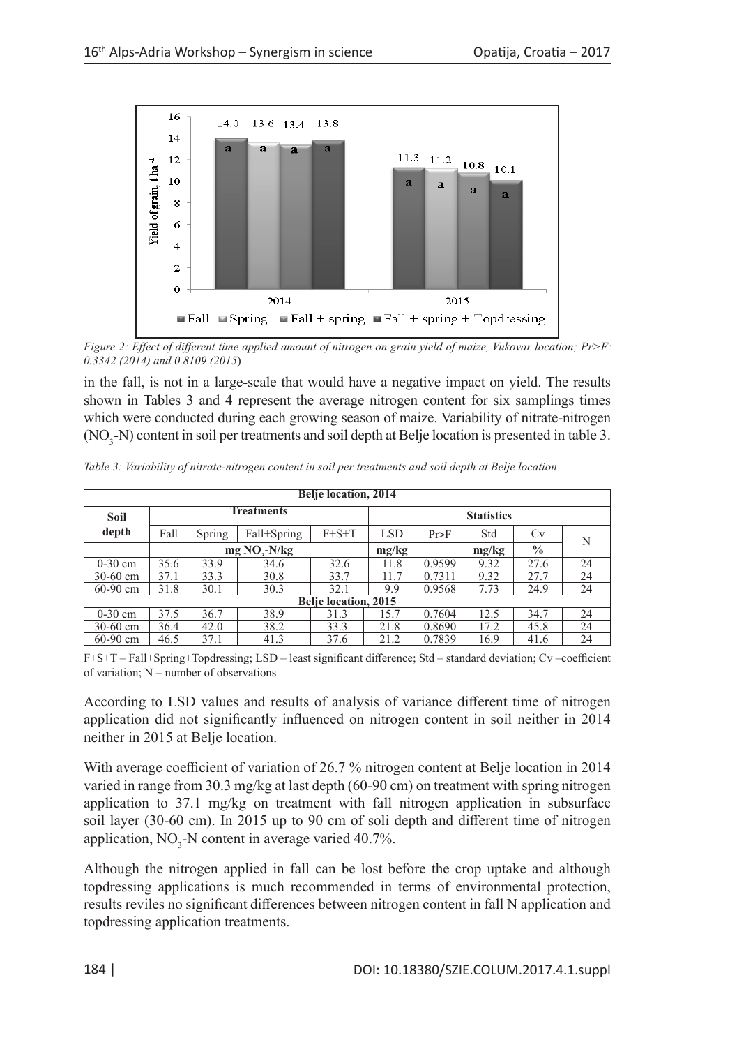*Figure 2: Effect of different time applied amount of nitrogen on grain yield of maize, Vukovar location; Pr>F: 0.3342 (2014) and 0.8109 (2015)*

in the fall, is not in a large-scale that would have a negative impact on yield. The results shown in Tables 3 and 4 represent the average nitrogen content for six samplings times which were conducted during each growing season of maize. Variability of nitrate-nitrogen ($NO_3$-N) content in soil per treatments and soil depth at Belje location is presented in table 3.

*Table 3: Variability of nitrate-nitrogen content in soil per treatments and soil depth at Belje location*

| **Belje location, 2014** | | | | | | | | | |
|---|---|---|---|---|---|---|---|---|---|
| **Soil depth** | **Treatments** | | | | **Statistics** | | | | |
| | Fall | Spring | Fall+Spring | F+S+T | LSD | Pr>F | Std | Cv | N |
| | mg $NO_3$-N/kg | | | | mg/kg | | mg/kg | % | |
| 0-30 cm | 35.6 | 33.9 | 34.6 | 32.6 | 11.8 | 0.9599 | 9.32 | 27.6 | 24 |
| 30-60 cm | 37.1 | 33.3 | 30.8 | 33.7 | 11.7 | 0.7311 | 9.32 | 27.7 | 24 |
| 60-90 cm | 31.8 | 30.1 | 30.3 | 32.1 | 9.9 | 0.9568 | 7.73 | 24.9 | 24 |
| **Belje location, 2015** | | | | | | | | | |
| 0-30 cm | 37.5 | 36.7 | 38.9 | 31.3 | 15.7 | 0.7604 | 12.5 | 34.7 | 24 |
| 30-60 cm | 36.4 | 42.0 | 38.2 | 33.3 | 21.8 | 0.8690 | 17.2 | 45.8 | 24 |
| 60-90 cm | 46.5 | 37.1 | 41.3 | 37.6 | 21.2 | 0.7839 | 16.9 | 41.6 | 24 |

F+S+T – Fall+Spring+Topdressing; LSD – least significant difference; Std – standard deviation; Cv –coefficient of variation; N – number of observations

According to LSD values and results of analysis of variance different time of nitrogen application did not significantly influenced on nitrogen content in soil neither in 2014 neither in 2015 at Belje location.

With average coefficient of variation of 26.7 % nitrogen content at Belje location in 2014 varied in range from 30.3 mg/kg at last depth (60-90 cm) on treatment with spring nitrogen application to 37.1 mg/kg on treatment with fall nitrogen application in subsurface soil layer (30-60 cm). In 2015 up to 90 cm of soli depth and different time of nitrogen application, $NO_3$-N content in average varied 40.7%.

Although the nitrogen applied in fall can be lost before the crop uptake and although topdressing applications is much recommended in terms of environmental protection, results reviles no significant differences between nitrogen content in fall N application and topdressing application treatments.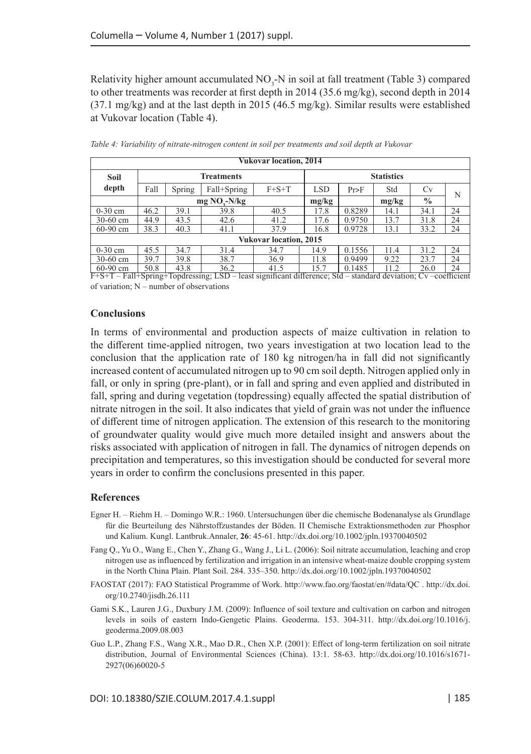Relativity higher amount accumulated $NO_3$-N in soil at fall treatment (Table 3) compared to other treatments was recorder at first depth in 2014 (35.6 mg/kg), second depth in 2014 (37.1 mg/kg) and at the last depth in 2015 (46.5 mg/kg). Similar results were established at Vukovar location (Table 4).

*Table 4: Variability of nitrate-nitrogen content in soil per treatments and soil depth at Vukovar*

| Vukovar location, 2014 | | | | | | | | | |
|---|---|---|---|---|---|---|---|---|---|
| **Soil depth** | **Treatments** | | | | **Statistics** | | | | |
| | Fall | Spring | Fall+Spring | F+S+T | LSD | Pr>F | Std | Cv | N |
| | $mg\ NO_3$-N/kg | | | | mg/kg | | mg/kg | % | |
| 0-30 cm | 46.2 | 39.1 | 39.8 | 40.5 | 17.8 | 0.8289 | 14.1 | 34.1 | 24 |
| 30-60 cm | 44.9 | 43.5 | 42.6 | 41.2 | 17.6 | 0.9750 | 13.7 | 31.8 | 24 |
| 60-90 cm | 38.3 | 40.3 | 41.1 | 37.9 | 16.8 | 0.9728 | 13.1 | 33.2 | 24 |
| **Vukovar location, 2015** | | | | | | | | | |
| 0-30 cm | 45.5 | 34.7 | 31.4 | 34.7 | 14.9 | 0.1556 | 11.4 | 31.2 | 24 |
| 30-60 cm | 39.7 | 39.8 | 38.7 | 36.9 | 11.8 | 0.9499 | 9.22 | 23.7 | 24 |
| 60-90 cm | 50.8 | 43.8 | 36.2 | 41.5 | 15.7 | 0.1485 | 11.2 | 26.0 | 24 |

F+S+T – Fall+Spring+Topdressing; LSD – least significant difference; Std – standard deviation; Cv –coefficient of variation; N – number of observations

## Conclusions

In terms of environmental and production aspects of maize cultivation in relation to the different time-applied nitrogen, two years investigation at two location lead to the conclusion that the application rate of 180 kg nitrogen/ha in fall did not significantly increased content of accumulated nitrogen up to 90 cm soil depth. Nitrogen applied only in fall, or only in spring (pre-plant), or in fall and spring and even applied and distributed in fall, spring and during vegetation (topdressing) equally affected the spatial distribution of nitrate nitrogen in the soil. It also indicates that yield of grain was not under the influence of different time of nitrogen application. The extension of this research to the monitoring of groundwater quality would give much more detailed insight and answers about the risks associated with application of nitrogen in fall. The dynamics of nitrogen depends on precipitation and temperatures, so this investigation should be conducted for several more years in order to confirm the conclusions presented in this paper.

## References

- Egner H. – Riehm H. – Domingo W.R.: 1960. Untersuchungen über die chemische Bodenanalyse als Grundlage für die Beurteilung des Nährstoffzustandes der Böden. II Chemische Extraktionsmethoden zur Phosphor und Kalium. Kungl. Lantbruk.Annaler, **26**: 45-61. http://dx.doi.org/10.1002/jpln.19370040502
- Fang Q., Yu O., Wang E., Chen Y., Zhang G., Wang J., Li L. (2006): Soil nitrate accumulation, leaching and crop nitrogen use as influenced by fertilization and irrigation in an intensive wheat-maize double cropping system in the North China Plain. Plant Soil. 284. 335–350. http://dx.doi.org/10.1002/jpln.19370040502
- FAOSTAT (2017): FAO Statistical Programme of Work. http://www.fao.org/faostat/en/#data/QC . http://dx.doi.org/10.2740/jisdh.26.111
- Gami S.K., Lauren J.G., Duxbury J.M. (2009): Influence of soil texture and cultivation on carbon and nitrogen levels in soils of eastern Indo-Gengetic Plains. Geoderma. 153. 304-311. http://dx.doi.org/10.1016/j.geoderma.2009.08.003
- Guo L.P., Zhang F.S., Wang X.R., Mao D.R., Chen X.P. (2001): Effect of long-term fertilization on soil nitrate distribution, Journal of Environmental Sciences (China). 13:1. 58-63. http://dx.doi.org/10.1016/s1671-2927(06)60020-5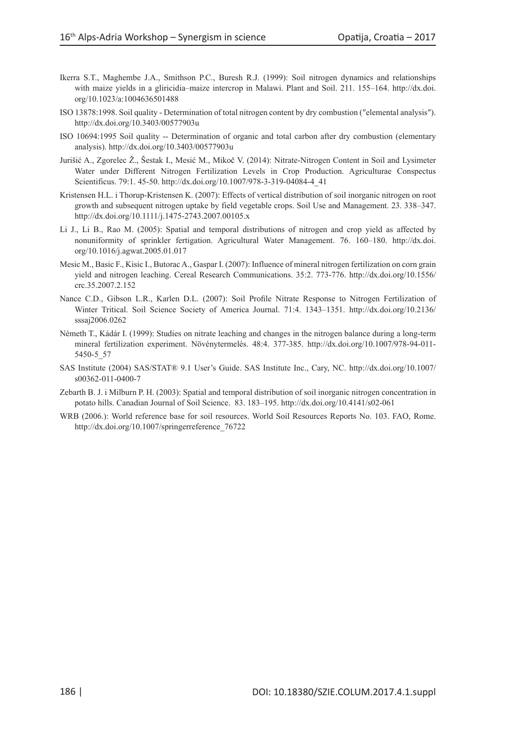Ikerra S.T., Maghembe J.A., Smithson P.C., Buresh R.J. (1999): Soil nitrogen dynamics and relationships with maize yields in a gliricidia–maize intercrop in Malawi. Plant and Soil. 211. 155–164. http://dx.doi.org/10.1023/a:1004636501488

ISO 13878:1998. Soil quality - Determination of total nitrogen content by dry combustion ("elemental analysis"). http://dx.doi.org/10.3403/00577903u

ISO 10694:1995 Soil quality -- Determination of organic and total carbon after dry combustion (elementary analysis). http://dx.doi.org/10.3403/00577903u

Jurišić A., Zgorelec Ž., Šestak I., Mesić M., Mikoč V. (2014): Nitrate-Nitrogen Content in Soil and Lysimeter Water under Different Nitrogen Fertilization Levels in Crop Production. Agriculturae Conspectus Scientificus. 79:1. 45-50. http://dx.doi.org/10.1007/978-3-319-04084-4_41

Kristensen H.L. i Thorup-Kristensen K. (2007): Effects of vertical distribution of soil inorganic nitrogen on root growth and subsequent nitrogen uptake by field vegetable crops. Soil Use and Management. 23. 338–347. http://dx.doi.org/10.1111/j.1475-2743.2007.00105.x

Li J., Li B., Rao M. (2005): Spatial and temporal distributions of nitrogen and crop yield as affected by nonuniformity of sprinkler fertigation. Agricultural Water Management. 76. 160–180. http://dx.doi.org/10.1016/j.agwat.2005.01.017

Mesic M., Basic F., Kisic I., Butorac A., Gaspar I. (2007): Influence of mineral nitrogen fertilization on corn grain yield and nitrogen leaching. Cereal Research Communications. 35:2. 773-776. http://dx.doi.org/10.1556/crc.35.2007.2.152

Nance C.D., Gibson L.R., Karlen D.L. (2007): Soil Profile Nitrate Response to Nitrogen Fertilization of Winter Tritical. Soil Science Society of America Journal. 71:4. 1343–1351. http://dx.doi.org/10.2136/sssaj2006.0262

Németh T., Kádár I. (1999): Studies on nitrate leaching and changes in the nitrogen balance during a long-term mineral fertilization experiment. Növénytermelés. 48:4. 377-385. http://dx.doi.org/10.1007/978-94-011-5450-5_57

SAS Institute (2004) SAS/STAT® 9.1 User's Guide. SAS Institute Inc., Cary, NC. http://dx.doi.org/10.1007/s00362-011-0400-7

Zebarth B. J. i Milburn P. H. (2003): Spatial and temporal distribution of soil inorganic nitrogen concentration in potato hills. Canadian Journal of Soil Science. 83. 183–195. http://dx.doi.org/10.4141/s02-061

WRB (2006.): World reference base for soil resources. World Soil Resources Reports No. 103. FAO, Rome. http://dx.doi.org/10.1007/springerreference_76722